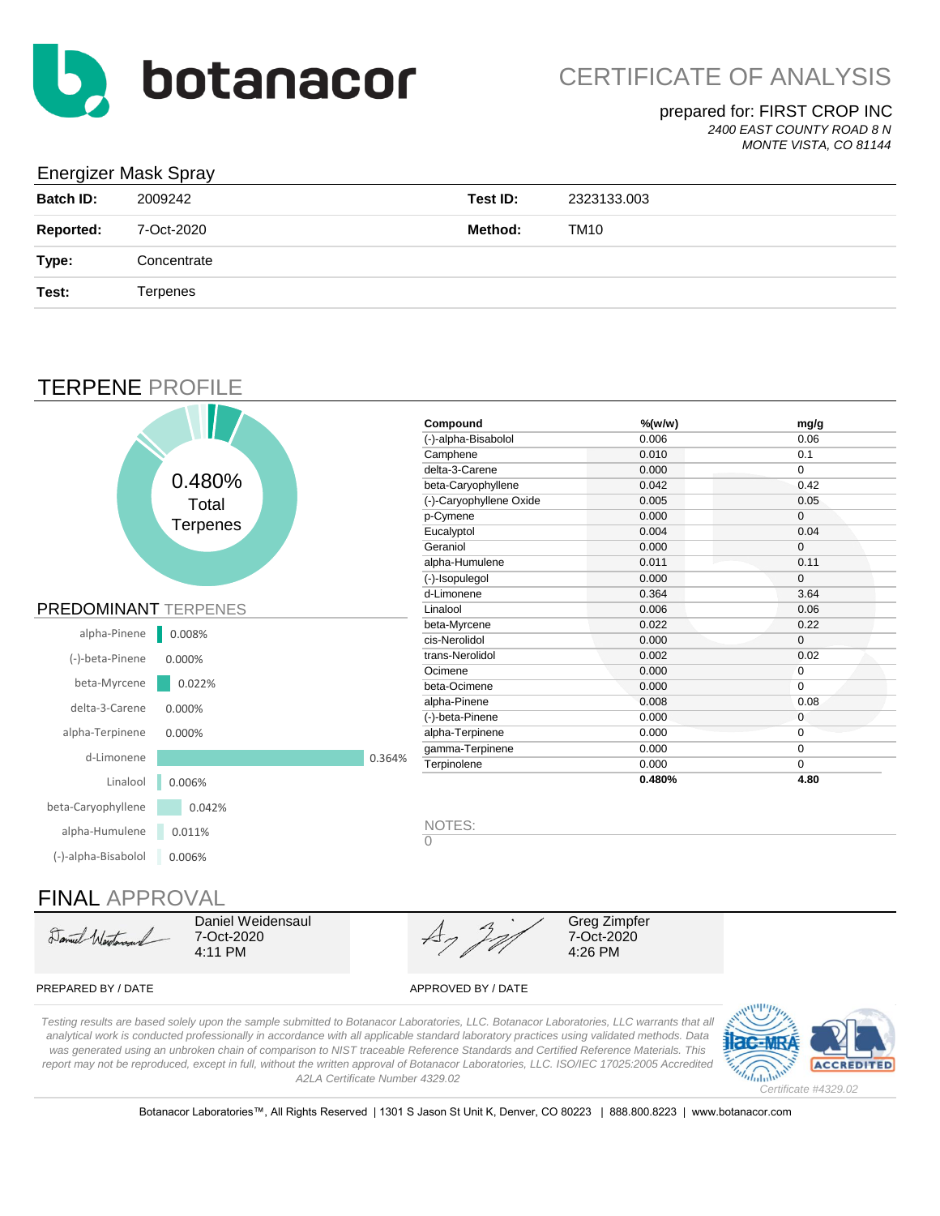# botanacor

# CERTIFICATE OF ANALYSIS

prepared for: FIRST CROP INC

*2400 EAST COUNTY ROAD 8 N*
*MONTE VISTA, CO 81144*

## Energizer Mask Spray

| | | | |
|---|---|---|---|
| **Batch ID:** | 2009242 | **Test ID:** | 2323133.003 |
| **Reported:** | 7-Oct-2020 | **Method:** | TM10 |
| **Type:** | Concentrate | | |
| **Test:** | Terpenes | | |

## TERPENE PROFILE

0.480% Total Terpenes

### PREDOMINANT TERPENES

| Terpene | % |
|---|---|
| alpha-Pinene | 0.008% |
| (-)-beta-Pinene | 0.000% |
| beta-Myrcene | 0.022% |
| delta-3-Carene | 0.000% |
| alpha-Terpinene | 0.000% |
| d-Limonene | 0.364% |
| Linalool | 0.006% |
| beta-Caryophyllene | 0.042% |
| alpha-Humulene | 0.011% |
| (-)-alpha-Bisabolol | 0.006% |

| Compound | %(w/w) | mg/g |
|---|---|---|
| (-)-alpha-Bisabolol | 0.006 | 0.06 |
| Camphene | 0.010 | 0.1 |
| delta-3-Carene | 0.000 | 0 |
| beta-Caryophyllene | 0.042 | 0.42 |
| (-)-Caryophyllene Oxide | 0.005 | 0.05 |
| p-Cymene | 0.000 | 0 |
| Eucalyptol | 0.004 | 0.04 |
| Geraniol | 0.000 | 0 |
| alpha-Humulene | 0.011 | 0.11 |
| (-)-Isopulegol | 0.000 | 0 |
| d-Limonene | 0.364 | 3.64 |
| Linalool | 0.006 | 0.06 |
| beta-Myrcene | 0.022 | 0.22 |
| cis-Nerolidol | 0.000 | 0 |
| trans-Nerolidol | 0.002 | 0.02 |
| Ocimene | 0.000 | 0 |
| beta-Ocimene | 0.000 | 0 |
| alpha-Pinene | 0.008 | 0.08 |
| (-)-beta-Pinene | 0.000 | 0 |
| alpha-Terpinene | 0.000 | 0 |
| gamma-Terpinene | 0.000 | 0 |
| Terpinolene | 0.000 | 0 |
| | **0.480%** | **4.80** |

NOTES:

0

## FINAL APPROVAL

| PREPARED BY / DATE | APPROVED BY / DATE |
|---|---|
| Daniel Weidensaul<br>7-Oct-2020<br>4:11 PM | Greg Zimpfer<br>7-Oct-2020<br>4:26 PM |

*Testing results are based solely upon the sample submitted to Botanacor Laboratories, LLC. Botanacor Laboratories, LLC warrants that all analytical work is conducted professionally in accordance with all applicable standard laboratory practices using validated methods. Data was generated using an unbroken chain of comparison to NIST traceable Reference Standards and Certified Reference Materials. This report may not be reproduced, except in full, without the written approval of Botanacor Laboratories, LLC. ISO/IEC 17025:2005 Accredited A2LA Certificate Number 4329.02*

*Certificate #4329.02*

Botanacor Laboratories™, All Rights Reserved | 1301 S Jason St Unit K, Denver, CO 80223 | 888.800.8223 | www.botanacor.com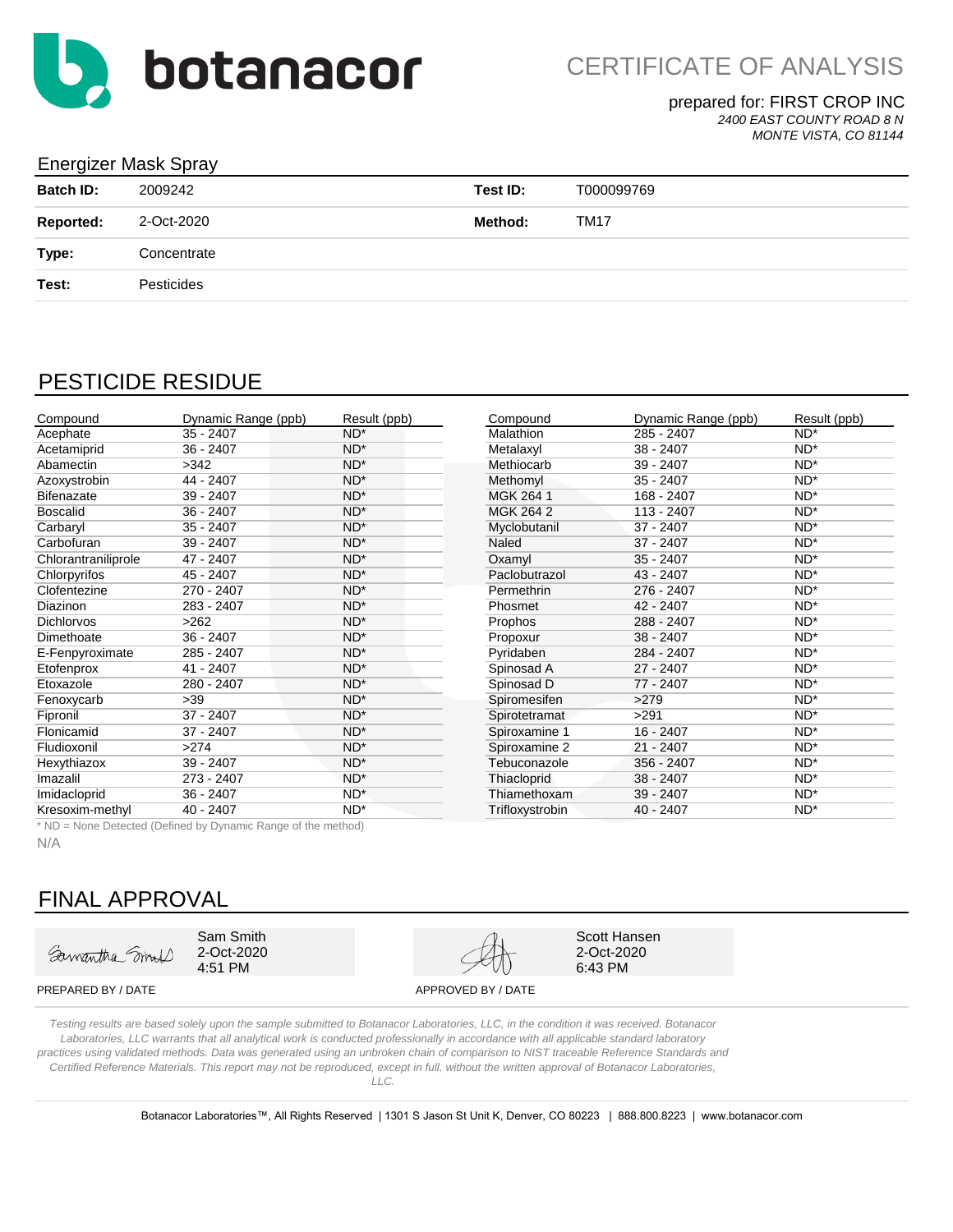# botanacor

## CERTIFICATE OF ANALYSIS

prepared for: FIRST CROP INC
*2400 EAST COUNTY ROAD 8 N*
*MONTE VISTA, CO 81144*

### Energizer Mask Spray

| | | | |
|---|---|---|---|
| **Batch ID:** | 2009242 | **Test ID:** | T000099769 |
| **Reported:** | 2-Oct-2020 | **Method:** | TM17 |
| **Type:** | Concentrate | | |
| **Test:** | Pesticides | | |

## PESTICIDE RESIDUE

| Compound | Dynamic Range (ppb) | Result (ppb) |
|---|---|---|
| Acephate | 35 - 2407 | ND* |
| Acetamiprid | 36 - 2407 | ND* |
| Abamectin | >342 | ND* |
| Azoxystrobin | 44 - 2407 | ND* |
| Bifenazate | 39 - 2407 | ND* |
| Boscalid | 36 - 2407 | ND* |
| Carbaryl | 35 - 2407 | ND* |
| Carbofuran | 39 - 2407 | ND* |
| Chlorantraniliprole | 47 - 2407 | ND* |
| Chlorpyrifos | 45 - 2407 | ND* |
| Clofentezine | 270 - 2407 | ND* |
| Diazinon | 283 - 2407 | ND* |
| Dichlorvos | >262 | ND* |
| Dimethoate | 36 - 2407 | ND* |
| E-Fenpyroximate | 285 - 2407 | ND* |
| Etofenprox | 41 - 2407 | ND* |
| Etoxazole | 280 - 2407 | ND* |
| Fenoxycarb | >39 | ND* |
| Fipronil | 37 - 2407 | ND* |
| Flonicamid | 37 - 2407 | ND* |
| Fludioxonil | >274 | ND* |
| Hexythiazox | 39 - 2407 | ND* |
| Imazalil | 273 - 2407 | ND* |
| Imidacloprid | 36 - 2407 | ND* |
| Kresoxim-methyl | 40 - 2407 | ND* |
| Malathion | 285 - 2407 | ND* |
| Metalaxyl | 38 - 2407 | ND* |
| Methiocarb | 39 - 2407 | ND* |
| Methomyl | 35 - 2407 | ND* |
| MGK 264 1 | 168 - 2407 | ND* |
| MGK 264 2 | 113 - 2407 | ND* |
| Myclobutanil | 37 - 2407 | ND* |
| Naled | 37 - 2407 | ND* |
| Oxamyl | 35 - 2407 | ND* |
| Paclobutrazol | 43 - 2407 | ND* |
| Permethrin | 276 - 2407 | ND* |
| Phosmet | 42 - 2407 | ND* |
| Prophos | 288 - 2407 | ND* |
| Propoxur | 38 - 2407 | ND* |
| Pyridaben | 284 - 2407 | ND* |
| Spinosad A | 27 - 2407 | ND* |
| Spinosad D | 77 - 2407 | ND* |
| Spiromesifen | >279 | ND* |
| Spirotetramat | >291 | ND* |
| Spiroxamine 1 | 16 - 2407 | ND* |
| Spiroxamine 2 | 21 - 2407 | ND* |
| Tebuconazole | 356 - 2407 | ND* |
| Thiacloprid | 38 - 2407 | ND* |
| Thiamethoxam | 39 - 2407 | ND* |
| Trifloxystrobin | 40 - 2407 | ND* |

\* ND = None Detected (Defined by Dynamic Range of the method)

N/A

## FINAL APPROVAL

| PREPARED BY / DATE | APPROVED BY / DATE |
|---|---|
| Sam Smith<br>2-Oct-2020<br>4:51 PM | Scott Hansen<br>2-Oct-2020<br>6:43 PM |

*Testing results are based solely upon the sample submitted to Botanacor Laboratories, LLC, in the condition it was received. Botanacor Laboratories, LLC warrants that all analytical work is conducted professionally in accordance with all applicable standard laboratory practices using validated methods. Data was generated using an unbroken chain of comparison to NIST traceable Reference Standards and Certified Reference Materials. This report may not be reproduced, except in full, without the written approval of Botanacor Laboratories, LLC.*

Botanacor Laboratories™, All Rights Reserved | 1301 S Jason St Unit K, Denver, CO 80223 | 888.800.8223 | www.botanacor.com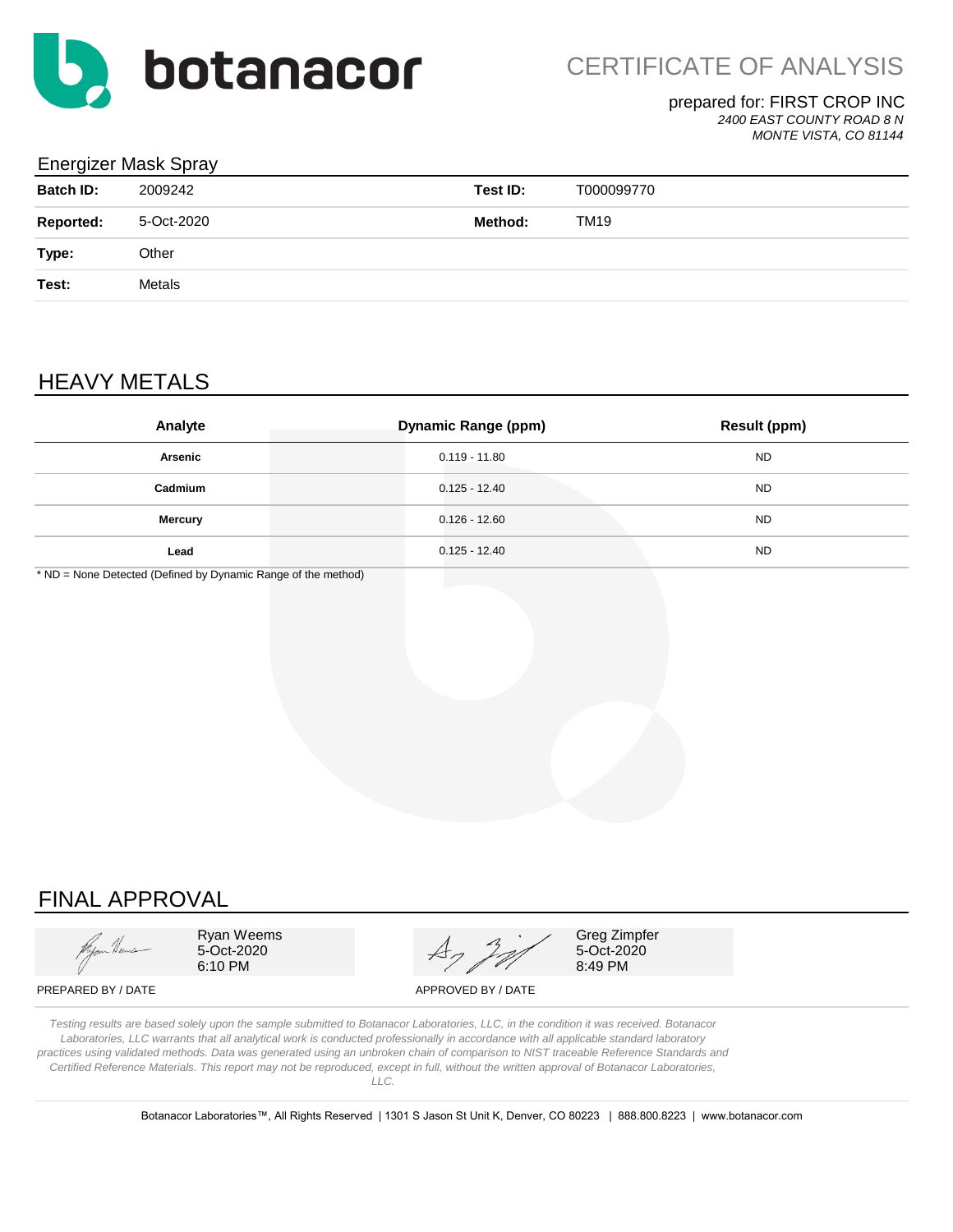botanacor

# CERTIFICATE OF ANALYSIS

prepared for: FIRST CROP INC
*2400 EAST COUNTY ROAD 8 N*
*MONTE VISTA, CO 81144*

## Energizer Mask Spray

| | | | |
|---|---|---|---|
| **Batch ID:** | 2009242 | **Test ID:** | T000099770 |
| **Reported:** | 5-Oct-2020 | **Method:** | TM19 |
| **Type:** | Other | | |
| **Test:** | Metals | | |

## HEAVY METALS

| Analyte | Dynamic Range (ppm) | Result (ppm) |
|---|---|---|
| **Arsenic** | 0.119 - 11.80 | ND |
| **Cadmium** | 0.125 - 12.40 | ND |
| **Mercury** | 0.126 - 12.60 | ND |
| **Lead** | 0.125 - 12.40 | ND |

* ND = None Detected (Defined by Dynamic Range of the method)

## FINAL APPROVAL

| | |
|---|---|
| Ryan Weems<br>5-Oct-2020<br>6:10 PM | Greg Zimpfer<br>5-Oct-2020<br>8:49 PM |
| PREPARED BY / DATE | APPROVED BY / DATE |

*Testing results are based solely upon the sample submitted to Botanacor Laboratories, LLC, in the condition it was received. Botanacor Laboratories, LLC warrants that all analytical work is conducted professionally in accordance with all applicable standard laboratory practices using validated methods. Data was generated using an unbroken chain of comparison to NIST traceable Reference Standards and Certified Reference Materials. This report may not be reproduced, except in full, without the written approval of Botanacor Laboratories, LLC.*

Botanacor Laboratories™, All Rights Reserved | 1301 S Jason St Unit K, Denver, CO 80223 | 888.800.8223 | www.botanacor.com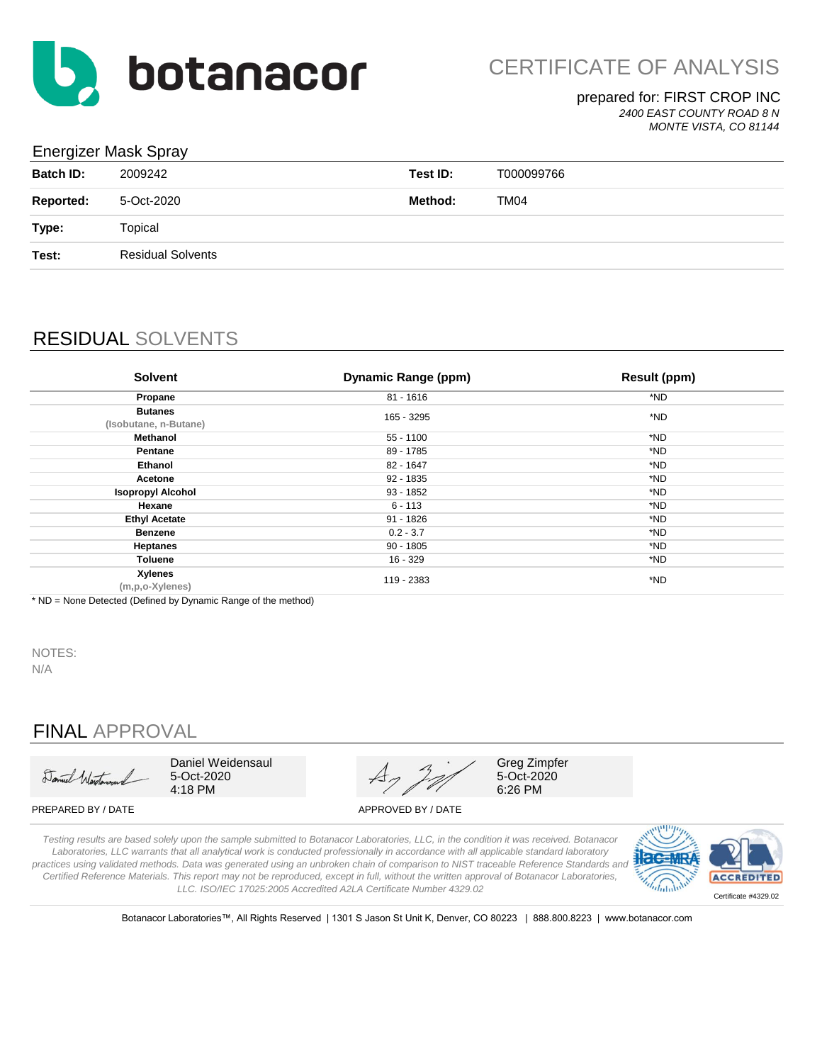# botanacor

## CERTIFICATE OF ANALYSIS

prepared for: FIRST CROP INC
*2400 EAST COUNTY ROAD 8 N*
*MONTE VISTA, CO 81144*

### Energizer Mask Spray

| | | | |
|---|---|---|---|
| **Batch ID:** | 2009242 | **Test ID:** | T000099766 |
| **Reported:** | 5-Oct-2020 | **Method:** | TM04 |
| **Type:** | Topical | | |
| **Test:** | Residual Solvents | | |

## RESIDUAL SOLVENTS

| Solvent | Dynamic Range (ppm) | Result (ppm) |
|---|---|---|
| **Propane** | 81 - 1616 | *ND |
| **Butanes** (Isobutane, n-Butane) | 165 - 3295 | *ND |
| **Methanol** | 55 - 1100 | *ND |
| **Pentane** | 89 - 1785 | *ND |
| **Ethanol** | 82 - 1647 | *ND |
| **Acetone** | 92 - 1835 | *ND |
| **Isopropyl Alcohol** | 93 - 1852 | *ND |
| **Hexane** | 6 - 113 | *ND |
| **Ethyl Acetate** | 91 - 1826 | *ND |
| **Benzene** | 0.2 - 3.7 | *ND |
| **Heptanes** | 90 - 1805 | *ND |
| **Toluene** | 16 - 329 | *ND |
| **Xylenes** (m,p,o-Xylenes) | 119 - 2383 | *ND |

* ND = None Detected (Defined by Dynamic Range of the method)

NOTES:
N/A

## FINAL APPROVAL

| | |
|---|---|
| Daniel Weidensaul<br>5-Oct-2020<br>4:18 PM | Greg Zimpfer<br>5-Oct-2020<br>6:26 PM |
| PREPARED BY / DATE | APPROVED BY / DATE |

*Testing results are based solely upon the sample submitted to Botanacor Laboratories, LLC, in the condition it was received. Botanacor Laboratories, LLC warrants that all analytical work is conducted professionally in accordance with all applicable standard laboratory practices using validated methods. Data was generated using an unbroken chain of comparison to NIST traceable Reference Standards and Certified Reference Materials. This report may not be reproduced, except in full, without the written approval of Botanacor Laboratories, LLC. ISO/IEC 17025:2005 Accredited A2LA Certificate Number 4329.02*

Certificate #4329.02

Botanacor Laboratories™, All Rights Reserved | 1301 S Jason St Unit K, Denver, CO 80223 | 888.800.8223 | www.botanacor.com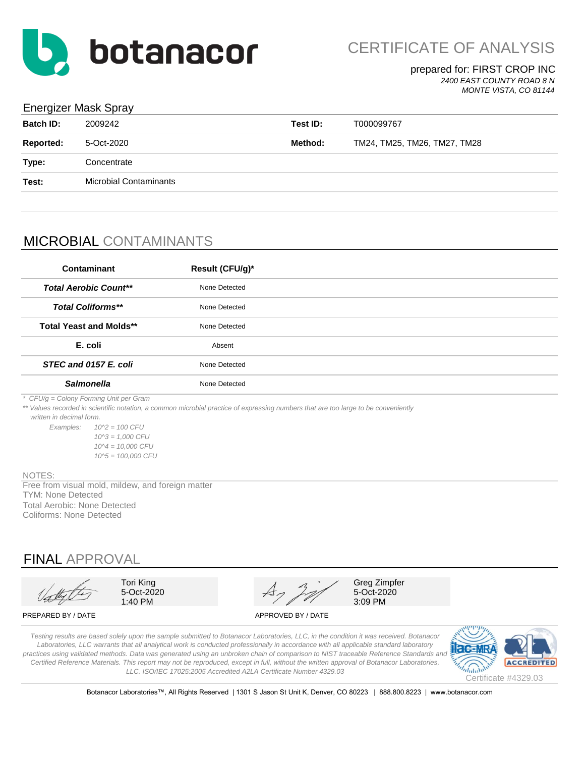# botanacor

CERTIFICATE OF ANALYSIS

prepared for: FIRST CROP INC
*2400 EAST COUNTY ROAD 8 N*
*MONTE VISTA, CO 81144*

## Energizer Mask Spray

| | | | |
|---|---|---|---|
| **Batch ID:** | 2009242 | **Test ID:** | T000099767 |
| **Reported:** | 5-Oct-2020 | **Method:** | TM24, TM25, TM26, TM27, TM28 |
| **Type:** | Concentrate | | |
| **Test:** | Microbial Contaminants | | |

## MICROBIAL CONTAMINANTS

| Contaminant | Result (CFU/g)* |
|---|---|
| ***Total Aerobic Count**** | None Detected |
| ***Total Coliforms**** | None Detected |
| **Total Yeast and Molds**** | None Detected |
| **E. coli** | Absent |
| ***STEC and 0157 E. coli*** | None Detected |
| ***Salmonella*** | None Detected |

*\* CFU/g = Colony Forming Unit per Gram*
*\*\* Values recorded in scientific notation, a common microbial practice of expressing numbers that are too large to be conveniently written in decimal form.*

*Examples:*
*10^2 = 100 CFU*
*10^3 = 1,000 CFU*
*10^4 = 10,000 CFU*
*10^5 = 100,000 CFU*

NOTES:
Free from visual mold, mildew, and foreign matter
TYM: None Detected
Total Aerobic: None Detected
Coliforms: None Detected

## FINAL APPROVAL

Tori King
5-Oct-2020
1:40 PM

PREPARED BY / DATE

Greg Zimpfer
5-Oct-2020
3:09 PM

APPROVED BY / DATE

*Testing results are based solely upon the sample submitted to Botanacor Laboratories, LLC, in the condition it was received. Botanacor Laboratories, LLC warrants that all analytical work is conducted professionally in accordance with all applicable standard laboratory practices using validated methods. Data was generated using an unbroken chain of comparison to NIST traceable Reference Standards and Certified Reference Materials. This report may not be reproduced, except in full, without the written approval of Botanacor Laboratories, LLC. ISO/IEC 17025:2005 Accredited A2LA Certificate Number 4329.03*

ilac-MRA A2LA ACCREDITED
Certificate #4329.03

Botanacor Laboratories™, All Rights Reserved | 1301 S Jason St Unit K, Denver, CO 80223 | 888.800.8223 | www.botanacor.com